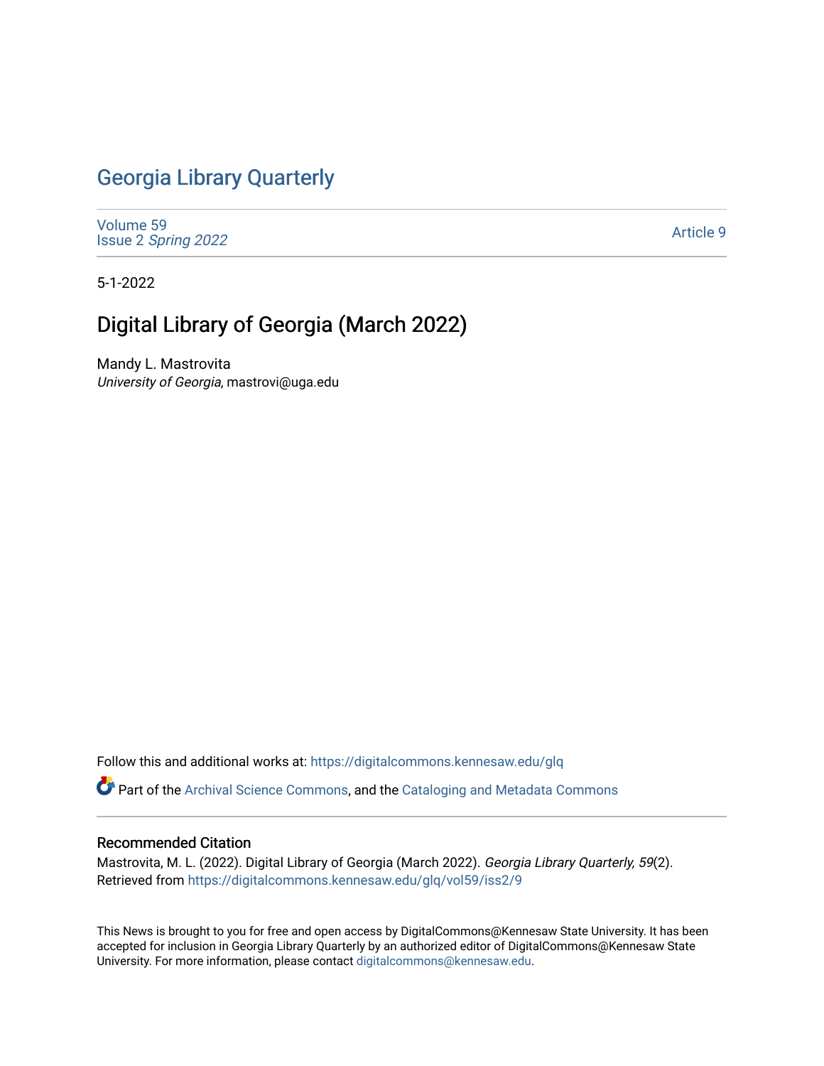# Georgia Library Quarterly

Volume 59
Issue 2 *Spring 2022*

Article 9

5-1-2022

## Digital Library of Georgia (March 2022)

Mandy L. Mastrovita
*University of Georgia*, mastrovi@uga.edu

Follow this and additional works at: https://digitalcommons.kennesaw.edu/glq

Part of the Archival Science Commons, and the Cataloging and Metadata Commons

### Recommended Citation

Mastrovita, M. L. (2022). Digital Library of Georgia (March 2022). *Georgia Library Quarterly, 59*(2).
Retrieved from https://digitalcommons.kennesaw.edu/glq/vol59/iss2/9

This News is brought to you for free and open access by DigitalCommons@Kennesaw State University. It has been accepted for inclusion in Georgia Library Quarterly by an authorized editor of DigitalCommons@Kennesaw State University. For more information, please contact digitalcommons@kennesaw.edu.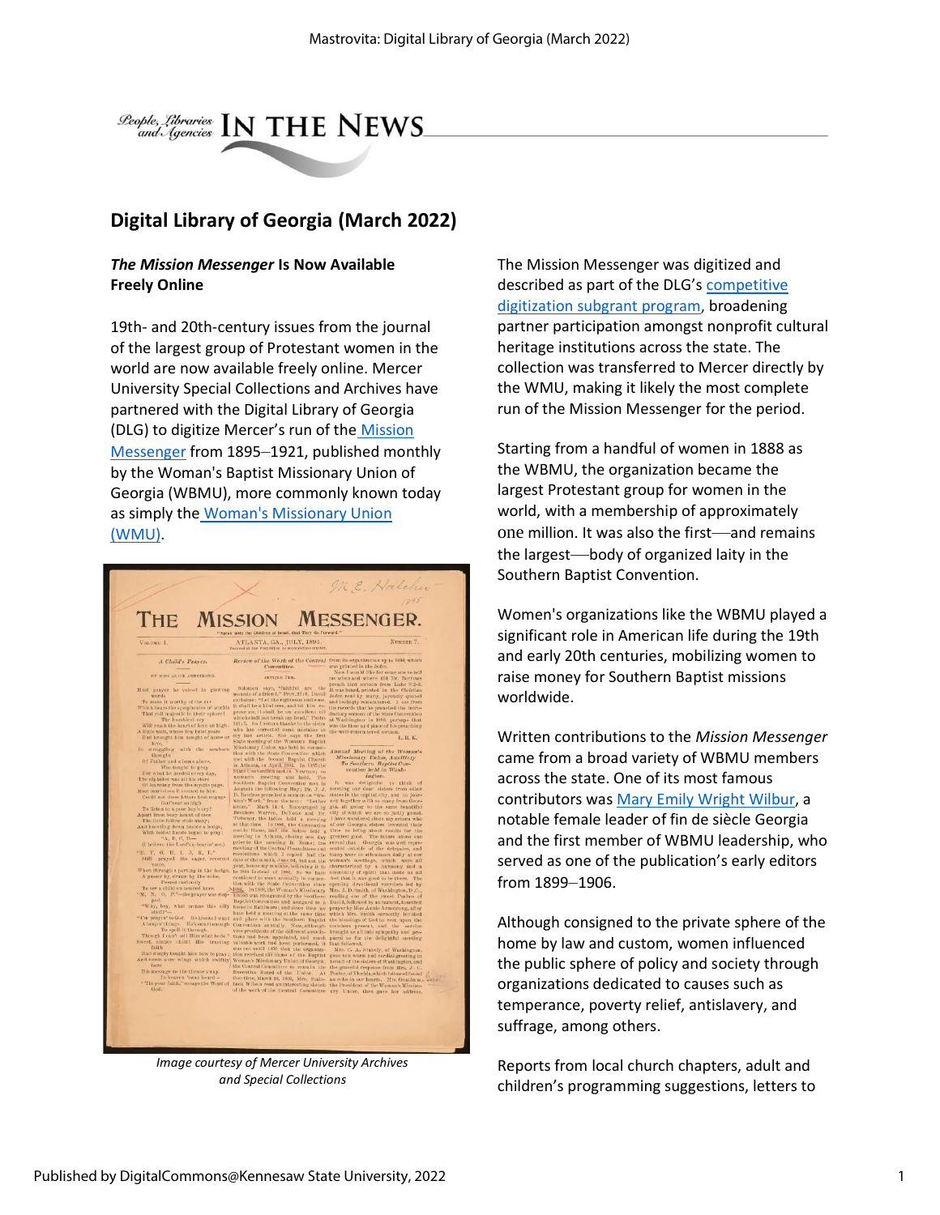People, Libraries and Agencies IN THE NEWS

## Digital Library of Georgia (March 2022)

### *The Mission Messenger* Is Now Available Freely Online

19th- and 20th-century issues from the journal of the largest group of Protestant women in the world are now available freely online. Mercer University Special Collections and Archives have partnered with the Digital Library of Georgia (DLG) to digitize Mercer's run of the Mission Messenger from 1895–1921, published monthly by the Woman's Baptist Missionary Union of Georgia (WBMU), more commonly known today as simply the Woman's Missionary Union (WMU).

*Image courtesy of Mercer University Archives and Special Collections*

The Mission Messenger was digitized and described as part of the DLG's competitive digitization subgrant program, broadening partner participation amongst nonprofit cultural heritage institutions across the state. The collection was transferred to Mercer directly by the WMU, making it likely the most complete run of the Mission Messenger for the period.

Starting from a handful of women in 1888 as the WBMU, the organization became the largest Protestant group for women in the world, with a membership of approximately one million. It was also the first—and remains the largest—body of organized laity in the Southern Baptist Convention.

Women's organizations like the WBMU played a significant role in American life during the 19th and early 20th centuries, mobilizing women to raise money for Southern Baptist missions worldwide.

Written contributions to the *Mission Messenger* came from a broad variety of WBMU members across the state. One of its most famous contributors was Mary Emily Wright Wilbur, a notable female leader of fin de siècle Georgia and the first member of WBMU leadership, who served as one of the publication's early editors from 1899–1906.

Although consigned to the private sphere of the home by law and custom, women influenced the public sphere of policy and society through organizations dedicated to causes such as temperance, poverty relief, antislavery, and suffrage, among others.

Reports from local church chapters, adult and children's programming suggestions, letters to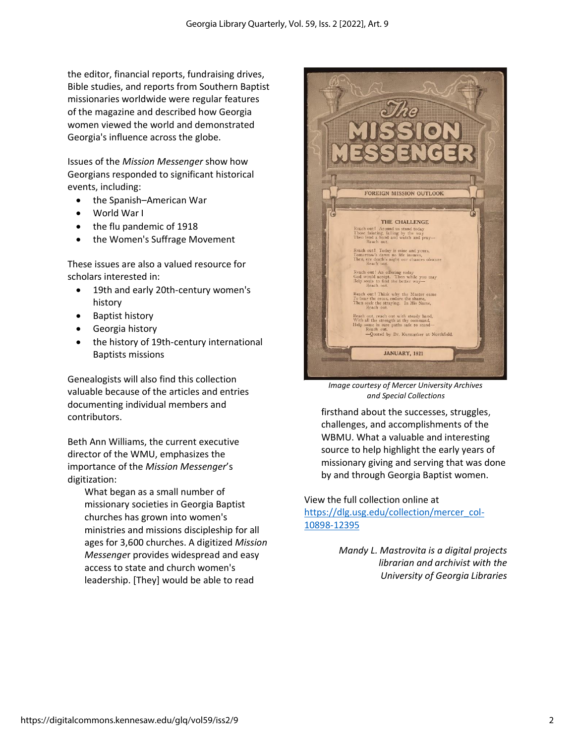the editor, financial reports, fundraising drives, Bible studies, and reports from Southern Baptist missionaries worldwide were regular features of the magazine and described how Georgia women viewed the world and demonstrated Georgia's influence across the globe.

Issues of the *Mission Messenger* show how Georgians responded to significant historical events, including:

- the Spanish–American War
- World War I
- the flu pandemic of 1918
- the Women's Suffrage Movement

These issues are also a valued resource for scholars interested in:

- 19th and early 20th-century women's history
- Baptist history
- Georgia history
- the history of 19th-century international Baptists missions

Genealogists will also find this collection valuable because of the articles and entries documenting individual members and contributors.

Beth Ann Williams, the current executive director of the WMU, emphasizes the importance of the *Mission Messenger*'s digitization:

> What began as a small number of missionary societies in Georgia Baptist churches has grown into women's ministries and missions discipleship for all ages for 3,600 churches. A digitized *Mission Messenger* provides widespread and easy access to state and church women's leadership. [They] would be able to read firsthand about the successes, struggles, challenges, and accomplishments of the WBMU. What a valuable and interesting source to help highlight the early years of missionary giving and serving that was done by and through Georgia Baptist women.

*Image courtesy of Mercer University Archives and Special Collections*

View the full collection online at [https://dlg.usg.edu/collection/mercer_col-10898-12395](https://dlg.usg.edu/collection/mercer_col-10898-12395)

*Mandy L. Mastrovita is a digital projects librarian and archivist with the University of Georgia Libraries*